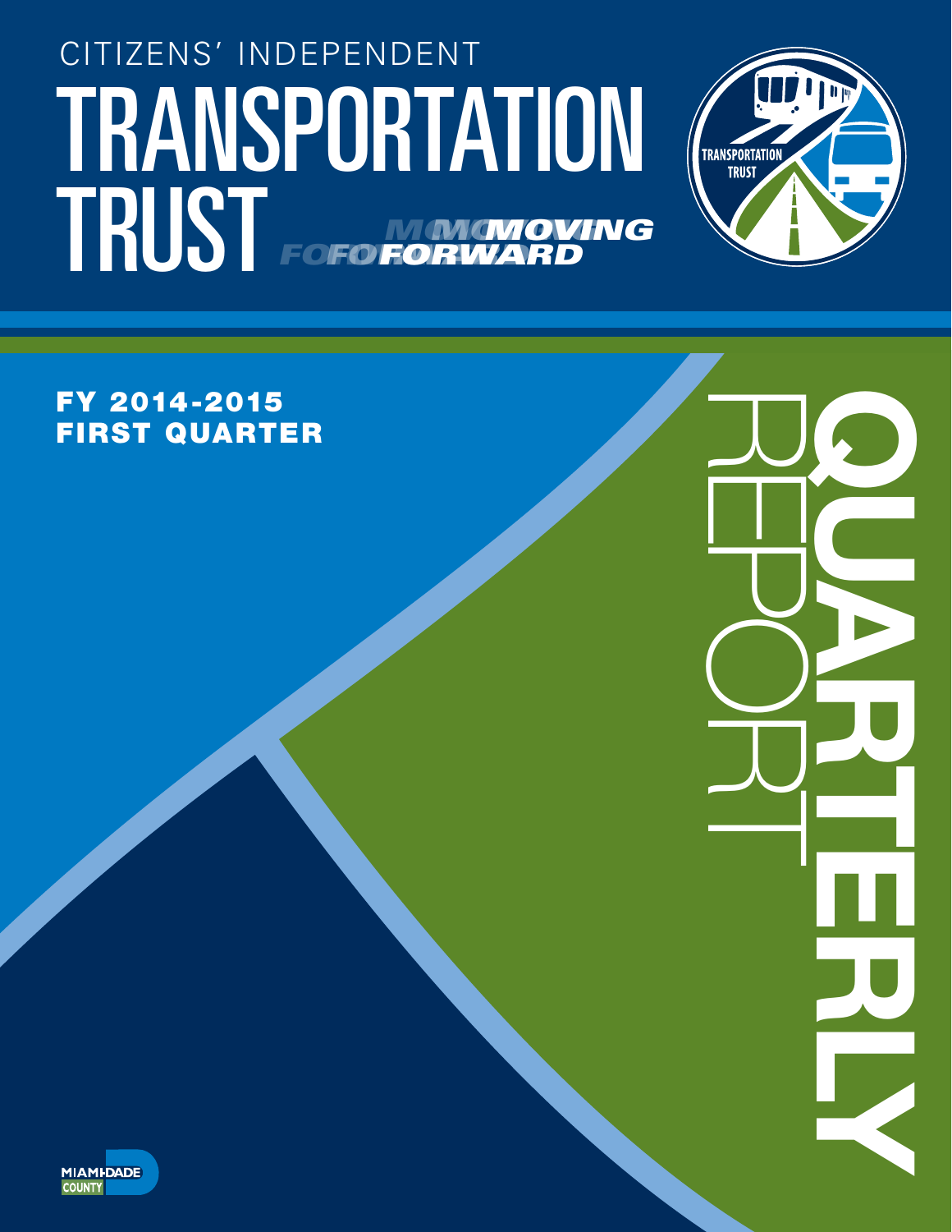# CITIZENS' INDEPENDENT TRANSPORTATION TRUST

MOVING FORWARD

TRANSPORTATION TRUST

## FY 2014-2015 FIRST QUARTER

# QUARTERLY REPORT

MIAMI-DADE COUNTY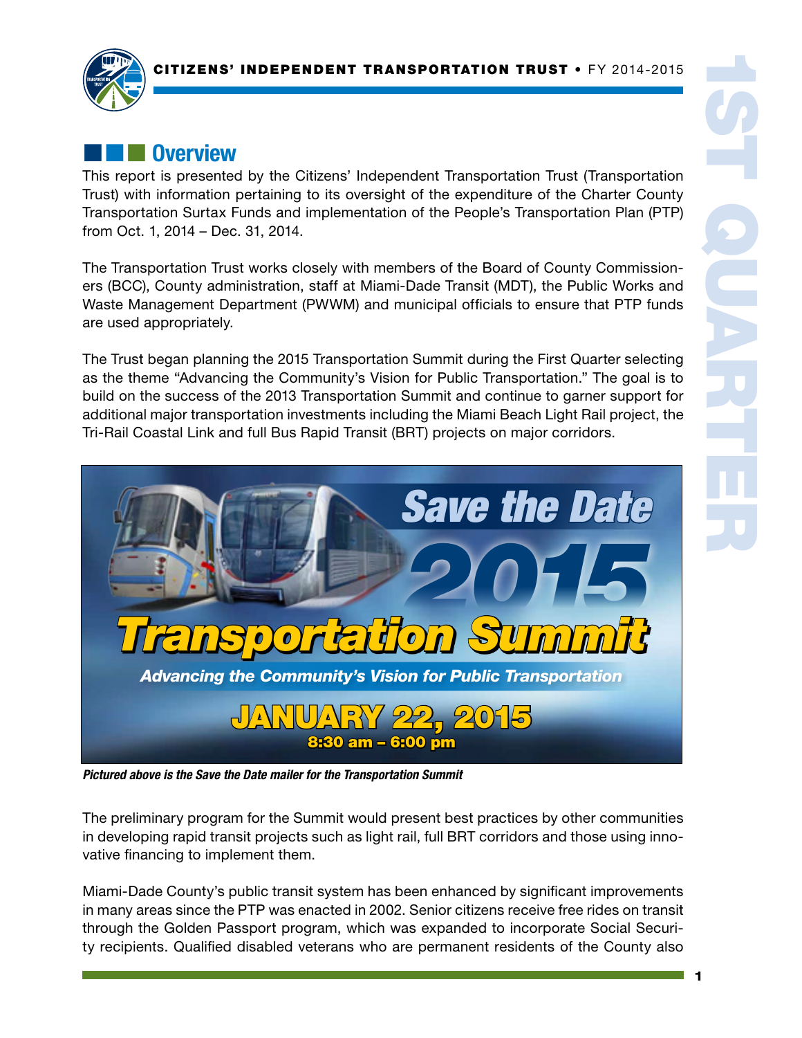## Overview

This report is presented by the Citizens' Independent Transportation Trust (Transportation Trust) with information pertaining to its oversight of the expenditure of the Charter County Transportation Surtax Funds and implementation of the People's Transportation Plan (PTP) from Oct. 1, 2014 – Dec. 31, 2014.

The Transportation Trust works closely with members of the Board of County Commissioners (BCC), County administration, staff at Miami-Dade Transit (MDT), the Public Works and Waste Management Department (PWWM) and municipal officials to ensure that PTP funds are used appropriately.

The Trust began planning the 2015 Transportation Summit during the First Quarter selecting as the theme "Advancing the Community's Vision for Public Transportation." The goal is to build on the success of the 2013 Transportation Summit and continue to garner support for additional major transportation investments including the Miami Beach Light Rail project, the Tri-Rail Coastal Link and full Bus Rapid Transit (BRT) projects on major corridors.

Save the Date
2015
Transportation Summit
Advancing the Community's Vision for Public Transportation
JANUARY 22, 2015
8:30 am – 6:00 pm

*Pictured above is the Save the Date mailer for the Transportation Summit*

The preliminary program for the Summit would present best practices by other communities in developing rapid transit projects such as light rail, full BRT corridors and those using innovative financing to implement them.

Miami-Dade County's public transit system has been enhanced by significant improvements in many areas since the PTP was enacted in 2002. Senior citizens receive free rides on transit through the Golden Passport program, which was expanded to incorporate Social Security recipients. Qualified disabled veterans who are permanent residents of the County also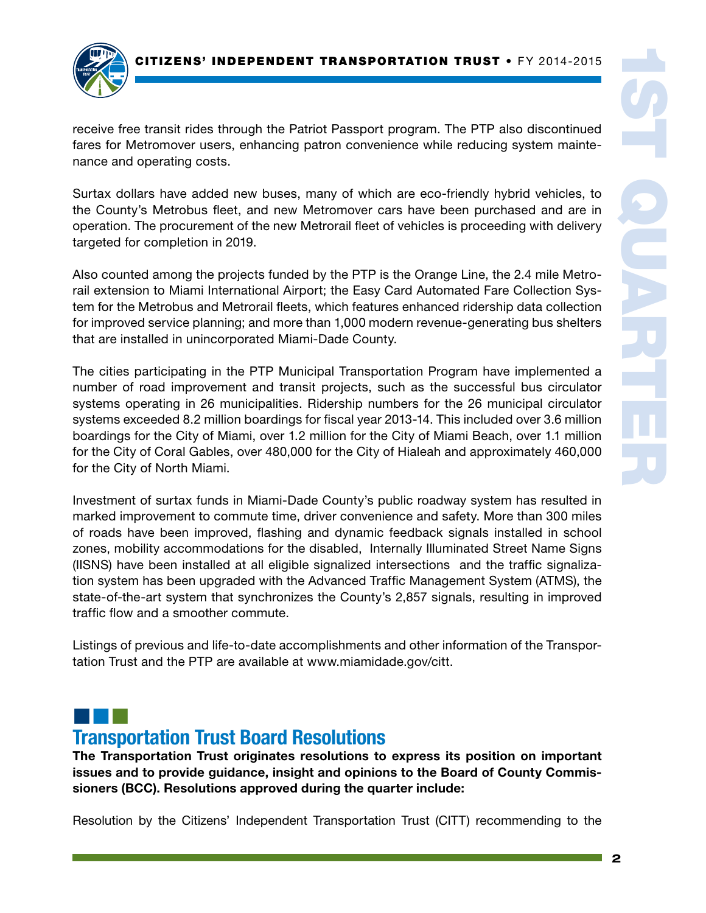receive free transit rides through the Patriot Passport program. The PTP also discontinued fares for Metromover users, enhancing patron convenience while reducing system maintenance and operating costs.

Surtax dollars have added new buses, many of which are eco-friendly hybrid vehicles, to the County's Metrobus fleet, and new Metromover cars have been purchased and are in operation. The procurement of the new Metrorail fleet of vehicles is proceeding with delivery targeted for completion in 2019.

Also counted among the projects funded by the PTP is the Orange Line, the 2.4 mile Metrorail extension to Miami International Airport; the Easy Card Automated Fare Collection System for the Metrobus and Metrorail fleets, which features enhanced ridership data collection for improved service planning; and more than 1,000 modern revenue-generating bus shelters that are installed in unincorporated Miami-Dade County.

The cities participating in the PTP Municipal Transportation Program have implemented a number of road improvement and transit projects, such as the successful bus circulator systems operating in 26 municipalities. Ridership numbers for the 26 municipal circulator systems exceeded 8.2 million boardings for fiscal year 2013-14. This included over 3.6 million boardings for the City of Miami, over 1.2 million for the City of Miami Beach, over 1.1 million for the City of Coral Gables, over 480,000 for the City of Hialeah and approximately 460,000 for the City of North Miami.

Investment of surtax funds in Miami-Dade County's public roadway system has resulted in marked improvement to commute time, driver convenience and safety. More than 300 miles of roads have been improved, flashing and dynamic feedback signals installed in school zones, mobility accommodations for the disabled, Internally Illuminated Street Name Signs (IISNS) have been installed at all eligible signalized intersections and the traffic signalization system has been upgraded with the Advanced Traffic Management System (ATMS), the state-of-the-art system that synchronizes the County's 2,857 signals, resulting in improved traffic flow and a smoother commute.

Listings of previous and life-to-date accomplishments and other information of the Transportation Trust and the PTP are available at www.miamidade.gov/citt.

## Transportation Trust Board Resolutions

**The Transportation Trust originates resolutions to express its position on important issues and to provide guidance, insight and opinions to the Board of County Commissioners (BCC). Resolutions approved during the quarter include:**

Resolution by the Citizens' Independent Transportation Trust (CITT) recommending to the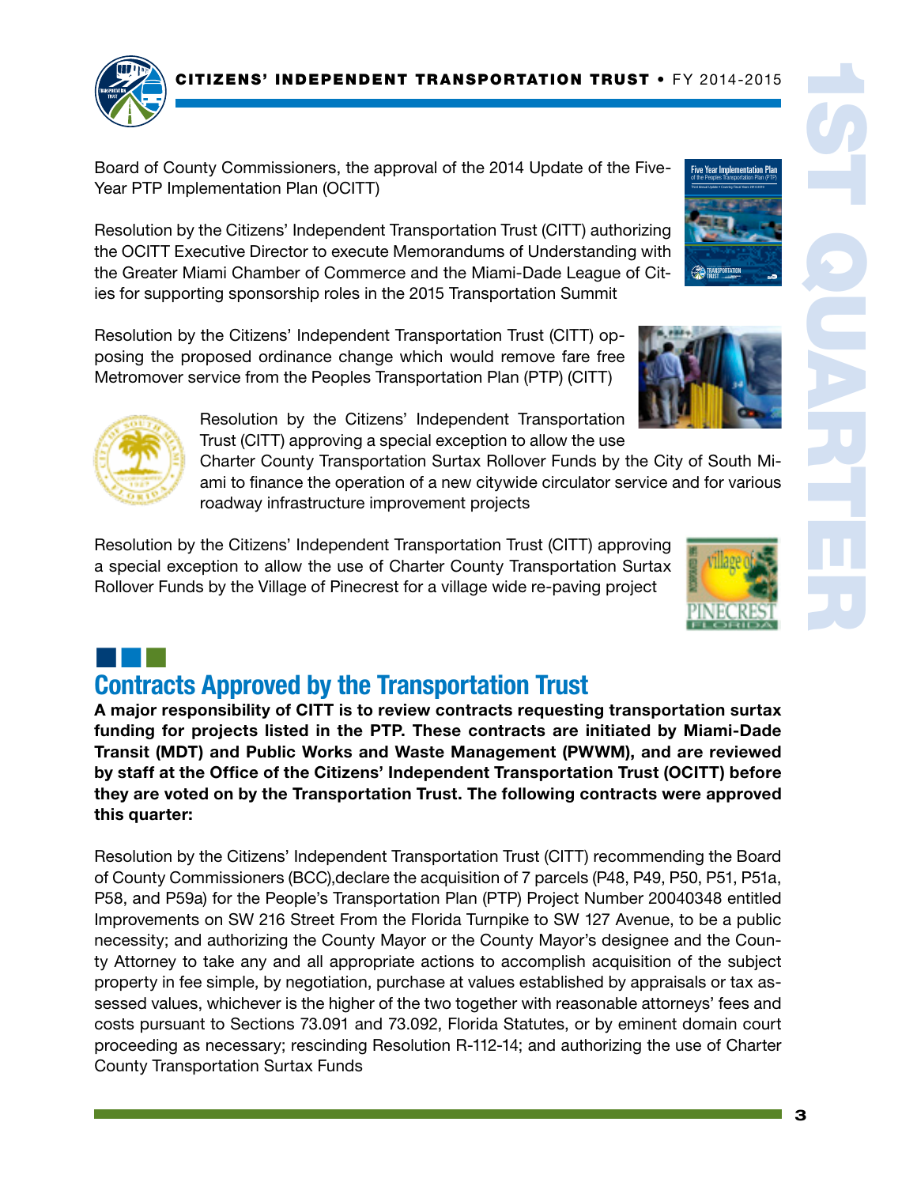Board of County Commissioners, the approval of the 2014 Update of the Five-Year PTP Implementation Plan (OCITT)

Resolution by the Citizens' Independent Transportation Trust (CITT) authorizing the OCITT Executive Director to execute Memorandums of Understanding with the Greater Miami Chamber of Commerce and the Miami-Dade League of Cities for supporting sponsorship roles in the 2015 Transportation Summit

Resolution by the Citizens' Independent Transportation Trust (CITT) opposing the proposed ordinance change which would remove fare free Metromover service from the Peoples Transportation Plan (PTP) (CITT)

Resolution by the Citizens' Independent Transportation Trust (CITT) approving a special exception to allow the use Charter County Transportation Surtax Rollover Funds by the City of South Miami to finance the operation of a new citywide circulator service and for various roadway infrastructure improvement projects

Resolution by the Citizens' Independent Transportation Trust (CITT) approving a special exception to allow the use of Charter County Transportation Surtax Rollover Funds by the Village of Pinecrest for a village wide re-paving project

## Contracts Approved by the Transportation Trust

**A major responsibility of CITT is to review contracts requesting transportation surtax funding for projects listed in the PTP. These contracts are initiated by Miami-Dade Transit (MDT) and Public Works and Waste Management (PWWM), and are reviewed by staff at the Office of the Citizens' Independent Transportation Trust (OCITT) before they are voted on by the Transportation Trust. The following contracts were approved this quarter:**

Resolution by the Citizens' Independent Transportation Trust (CITT) recommending the Board of County Commissioners (BCC),declare the acquisition of 7 parcels (P48, P49, P50, P51, P51a, P58, and P59a) for the People's Transportation Plan (PTP) Project Number 20040348 entitled Improvements on SW 216 Street From the Florida Turnpike to SW 127 Avenue, to be a public necessity; and authorizing the County Mayor or the County Mayor's designee and the County Attorney to take any and all appropriate actions to accomplish acquisition of the subject property in fee simple, by negotiation, purchase at values established by appraisals or tax assessed values, whichever is the higher of the two together with reasonable attorneys' fees and costs pursuant to Sections 73.091 and 73.092, Florida Statutes, or by eminent domain court proceeding as necessary; rescinding Resolution R-112-14; and authorizing the use of Charter County Transportation Surtax Funds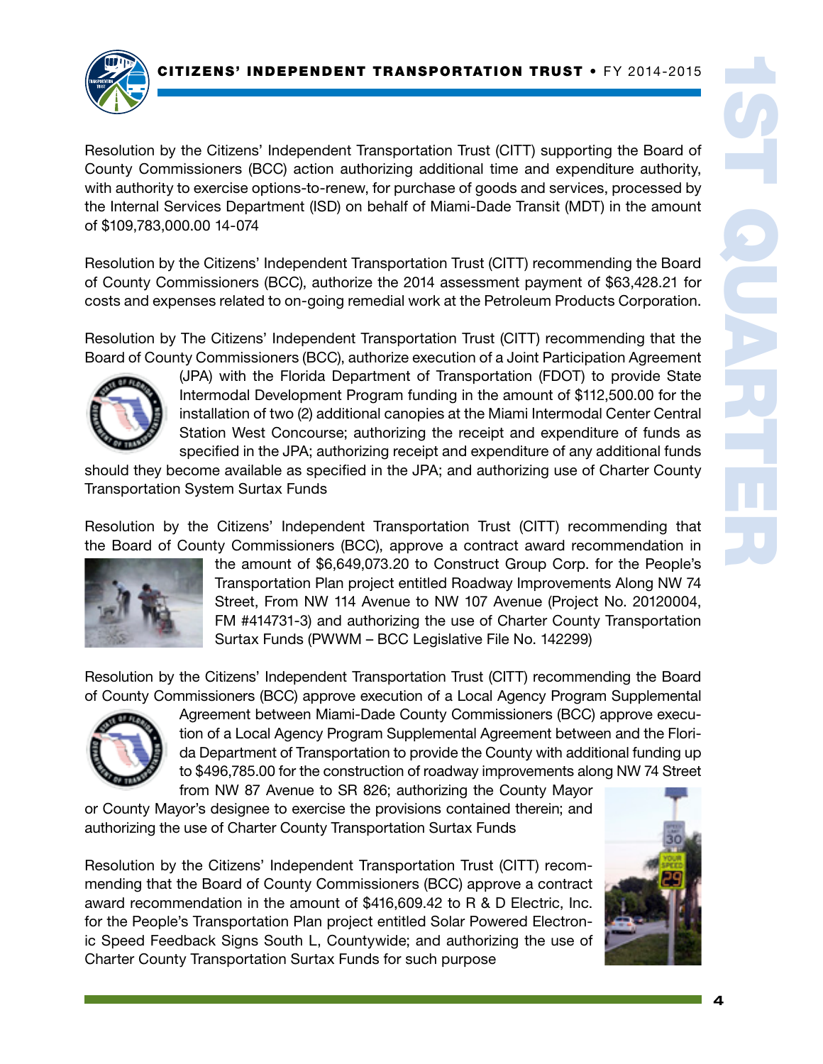Resolution by the Citizens' Independent Transportation Trust (CITT) supporting the Board of County Commissioners (BCC) action authorizing additional time and expenditure authority, with authority to exercise options-to-renew, for purchase of goods and services, processed by the Internal Services Department (ISD) on behalf of Miami-Dade Transit (MDT) in the amount of $109,783,000.00 14-074

Resolution by the Citizens' Independent Transportation Trust (CITT) recommending the Board of County Commissioners (BCC), authorize the 2014 assessment payment of $63,428.21 for costs and expenses related to on-going remedial work at the Petroleum Products Corporation.

Resolution by The Citizens' Independent Transportation Trust (CITT) recommending that the Board of County Commissioners (BCC), authorize execution of a Joint Participation Agreement (JPA) with the Florida Department of Transportation (FDOT) to provide State Intermodal Development Program funding in the amount of $112,500.00 for the installation of two (2) additional canopies at the Miami Intermodal Center Central Station West Concourse; authorizing the receipt and expenditure of funds as specified in the JPA; authorizing receipt and expenditure of any additional funds should they become available as specified in the JPA; and authorizing use of Charter County Transportation System Surtax Funds

Resolution by the Citizens' Independent Transportation Trust (CITT) recommending that the Board of County Commissioners (BCC), approve a contract award recommendation in the amount of $6,649,073.20 to Construct Group Corp. for the People's Transportation Plan project entitled Roadway Improvements Along NW 74 Street, From NW 114 Avenue to NW 107 Avenue (Project No. 20120004, FM #414731-3) and authorizing the use of Charter County Transportation Surtax Funds (PWWM – BCC Legislative File No. 142299)

Resolution by the Citizens' Independent Transportation Trust (CITT) recommending the Board of County Commissioners (BCC) approve execution of a Local Agency Program Supplemental Agreement between Miami-Dade County Commissioners (BCC) approve execution of a Local Agency Program Supplemental Agreement between and the Florida Department of Transportation to provide the County with additional funding up to $496,785.00 for the construction of roadway improvements along NW 74 Street from NW 87 Avenue to SR 826; authorizing the County Mayor or County Mayor's designee to exercise the provisions contained therein; and authorizing the use of Charter County Transportation Surtax Funds

Resolution by the Citizens' Independent Transportation Trust (CITT) recommending that the Board of County Commissioners (BCC) approve a contract award recommendation in the amount of $416,609.42 to R & D Electric, Inc. for the People's Transportation Plan project entitled Solar Powered Electronic Speed Feedback Signs South L, Countywide; and authorizing the use of Charter County Transportation Surtax Funds for such purpose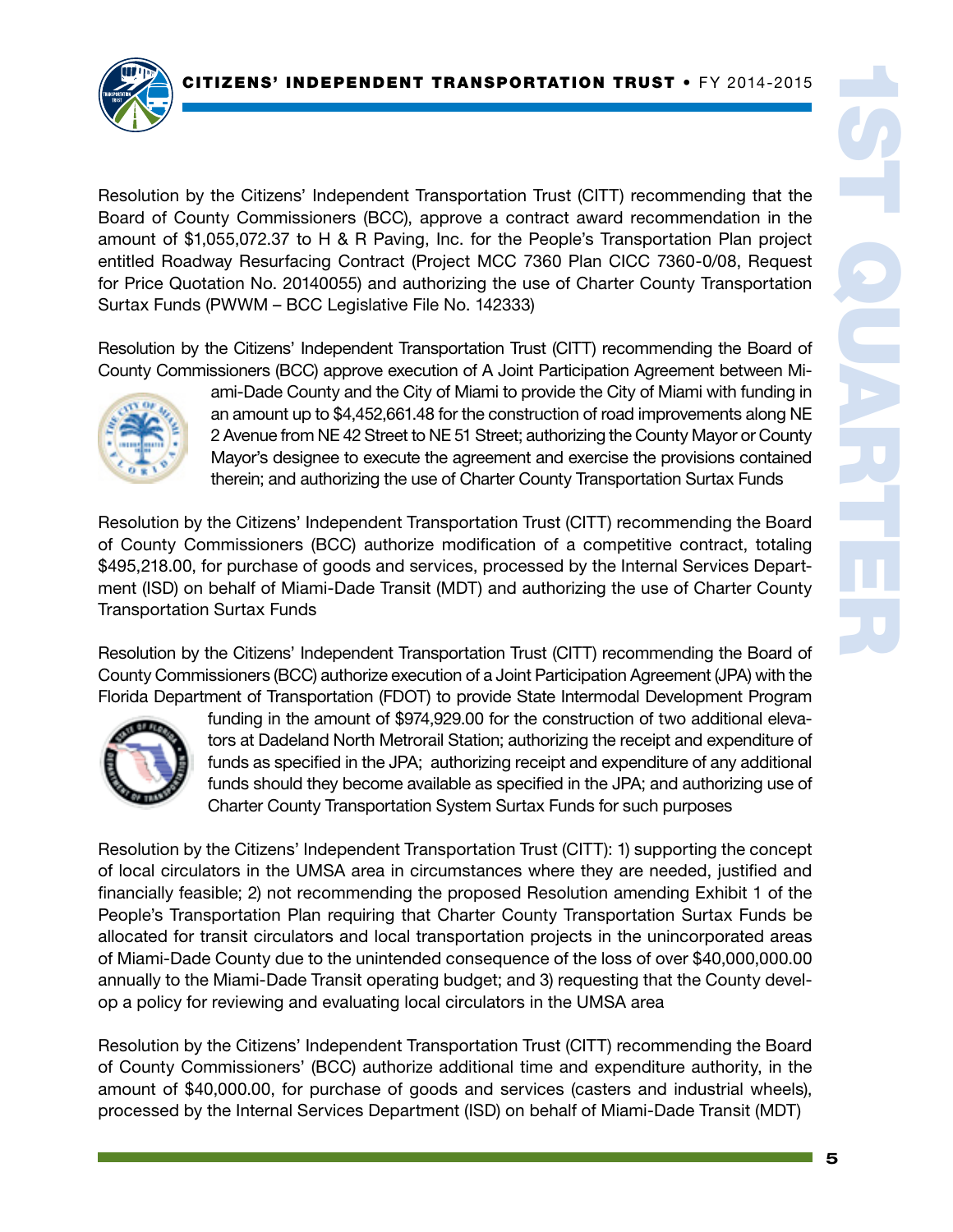Resolution by the Citizens' Independent Transportation Trust (CITT) recommending that the Board of County Commissioners (BCC), approve a contract award recommendation in the amount of $1,055,072.37 to H & R Paving, Inc. for the People's Transportation Plan project entitled Roadway Resurfacing Contract (Project MCC 7360 Plan CICC 7360-0/08, Request for Price Quotation No. 20140055) and authorizing the use of Charter County Transportation Surtax Funds (PWWM – BCC Legislative File No. 142333)

Resolution by the Citizens' Independent Transportation Trust (CITT) recommending the Board of County Commissioners (BCC) approve execution of A Joint Participation Agreement between Miami-Dade County and the City of Miami to provide the City of Miami with funding in an amount up to $4,452,661.48 for the construction of road improvements along NE 2 Avenue from NE 42 Street to NE 51 Street; authorizing the County Mayor or County Mayor's designee to execute the agreement and exercise the provisions contained therein; and authorizing the use of Charter County Transportation Surtax Funds

Resolution by the Citizens' Independent Transportation Trust (CITT) recommending the Board of County Commissioners (BCC) authorize modification of a competitive contract, totaling $495,218.00, for purchase of goods and services, processed by the Internal Services Department (ISD) on behalf of Miami-Dade Transit (MDT) and authorizing the use of Charter County Transportation Surtax Funds

Resolution by the Citizens' Independent Transportation Trust (CITT) recommending the Board of County Commissioners (BCC) authorize execution of a Joint Participation Agreement (JPA) with the Florida Department of Transportation (FDOT) to provide State Intermodal Development Program funding in the amount of $974,929.00 for the construction of two additional elevators at Dadeland North Metrorail Station; authorizing the receipt and expenditure of funds as specified in the JPA; authorizing receipt and expenditure of any additional funds should they become available as specified in the JPA; and authorizing use of Charter County Transportation System Surtax Funds for such purposes

Resolution by the Citizens' Independent Transportation Trust (CITT): 1) supporting the concept of local circulators in the UMSA area in circumstances where they are needed, justified and financially feasible; 2) not recommending the proposed Resolution amending Exhibit 1 of the People's Transportation Plan requiring that Charter County Transportation Surtax Funds be allocated for transit circulators and local transportation projects in the unincorporated areas of Miami-Dade County due to the unintended consequence of the loss of over $40,000,000.00 annually to the Miami-Dade Transit operating budget; and 3) requesting that the County develop a policy for reviewing and evaluating local circulators in the UMSA area

Resolution by the Citizens' Independent Transportation Trust (CITT) recommending the Board of County Commissioners' (BCC) authorize additional time and expenditure authority, in the amount of $40,000.00, for purchase of goods and services (casters and industrial wheels), processed by the Internal Services Department (ISD) on behalf of Miami-Dade Transit (MDT)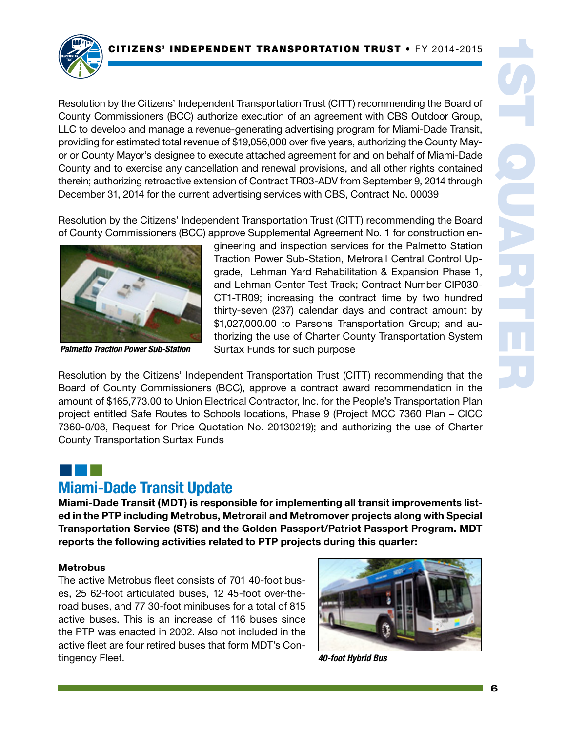Resolution by the Citizens' Independent Transportation Trust (CITT) recommending the Board of County Commissioners (BCC) authorize execution of an agreement with CBS Outdoor Group, LLC to develop and manage a revenue-generating advertising program for Miami-Dade Transit, providing for estimated total revenue of $19,056,000 over five years, authorizing the County Mayor or County Mayor's designee to execute attached agreement for and on behalf of Miami-Dade County and to exercise any cancellation and renewal provisions, and all other rights contained therein; authorizing retroactive extension of Contract TR03-ADV from September 9, 2014 through December 31, 2014 for the current advertising services with CBS, Contract No. 00039

Resolution by the Citizens' Independent Transportation Trust (CITT) recommending the Board of County Commissioners (BCC) approve Supplemental Agreement No. 1 for construction engineering and inspection services for the Palmetto Station Traction Power Sub-Station, Metrorail Central Control Upgrade, Lehman Yard Rehabilitation & Expansion Phase 1, and Lehman Center Test Track; Contract Number CIP030-CT1-TR09; increasing the contract time by two hundred thirty-seven (237) calendar days and contract amount by $1,027,000.00 to Parsons Transportation Group; and authorizing the use of Charter County Transportation System Surtax Funds for such purpose

*Palmetto Traction Power Sub-Station*

Resolution by the Citizens' Independent Transportation Trust (CITT) recommending that the Board of County Commissioners (BCC), approve a contract award recommendation in the amount of $165,773.00 to Union Electrical Contractor, Inc. for the People's Transportation Plan project entitled Safe Routes to Schools locations, Phase 9 (Project MCC 7360 Plan – CICC 7360-0/08, Request for Price Quotation No. 20130219); and authorizing the use of Charter County Transportation Surtax Funds

## Miami-Dade Transit Update

**Miami-Dade Transit (MDT) is responsible for implementing all transit improvements listed in the PTP including Metrobus, Metrorail and Metromover projects along with Special Transportation Service (STS) and the Golden Passport/Patriot Passport Program. MDT reports the following activities related to PTP projects during this quarter:**

### Metrobus

The active Metrobus fleet consists of 701 40-foot buses, 25 62-foot articulated buses, 12 45-foot over-the-road buses, and 77 30-foot minibuses for a total of 815 active buses. This is an increase of 116 buses since the PTP was enacted in 2002. Also not included in the active fleet are four retired buses that form MDT's Contingency Fleet.

*40-foot Hybrid Bus*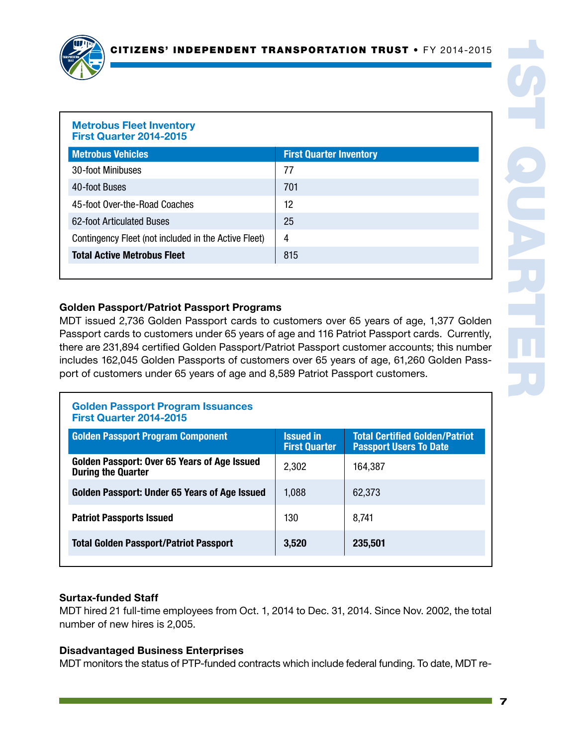**Metrobus Fleet Inventory**
**First Quarter 2014-2015**

| Metrobus Vehicles | First Quarter Inventory |
|---|---|
| 30-foot Minibuses | 77 |
| 40-foot Buses | 701 |
| 45-foot Over-the-Road Coaches | 12 |
| 62-foot Articulated Buses | 25 |
| Contingency Fleet (not included in the Active Fleet) | 4 |
| **Total Active Metrobus Fleet** | 815 |

### Golden Passport/Patriot Passport Programs

MDT issued 2,736 Golden Passport cards to customers over 65 years of age, 1,377 Golden Passport cards to customers under 65 years of age and 116 Patriot Passport cards. Currently, there are 231,894 certified Golden Passport/Patriot Passport customer accounts; this number includes 162,045 Golden Passports of customers over 65 years of age, 61,260 Golden Passport of customers under 65 years of age and 8,589 Patriot Passport customers.

**Golden Passport Program Issuances**
**First Quarter 2014-2015**

| Golden Passport Program Component | Issued in First Quarter | Total Certified Golden/Patriot Passport Users To Date |
|---|---|---|
| **Golden Passport: Over 65 Years of Age Issued During the Quarter** | 2,302 | 164,387 |
| **Golden Passport: Under 65 Years of Age Issued** | 1,088 | 62,373 |
| **Patriot Passports Issued** | 130 | 8,741 |
| **Total Golden Passport/Patriot Passport** | **3,520** | **235,501** |

### Surtax-funded Staff

MDT hired 21 full-time employees from Oct. 1, 2014 to Dec. 31, 2014. Since Nov. 2002, the total number of new hires is 2,005.

### Disadvantaged Business Enterprises

MDT monitors the status of PTP-funded contracts which include federal funding. To date, MDT re-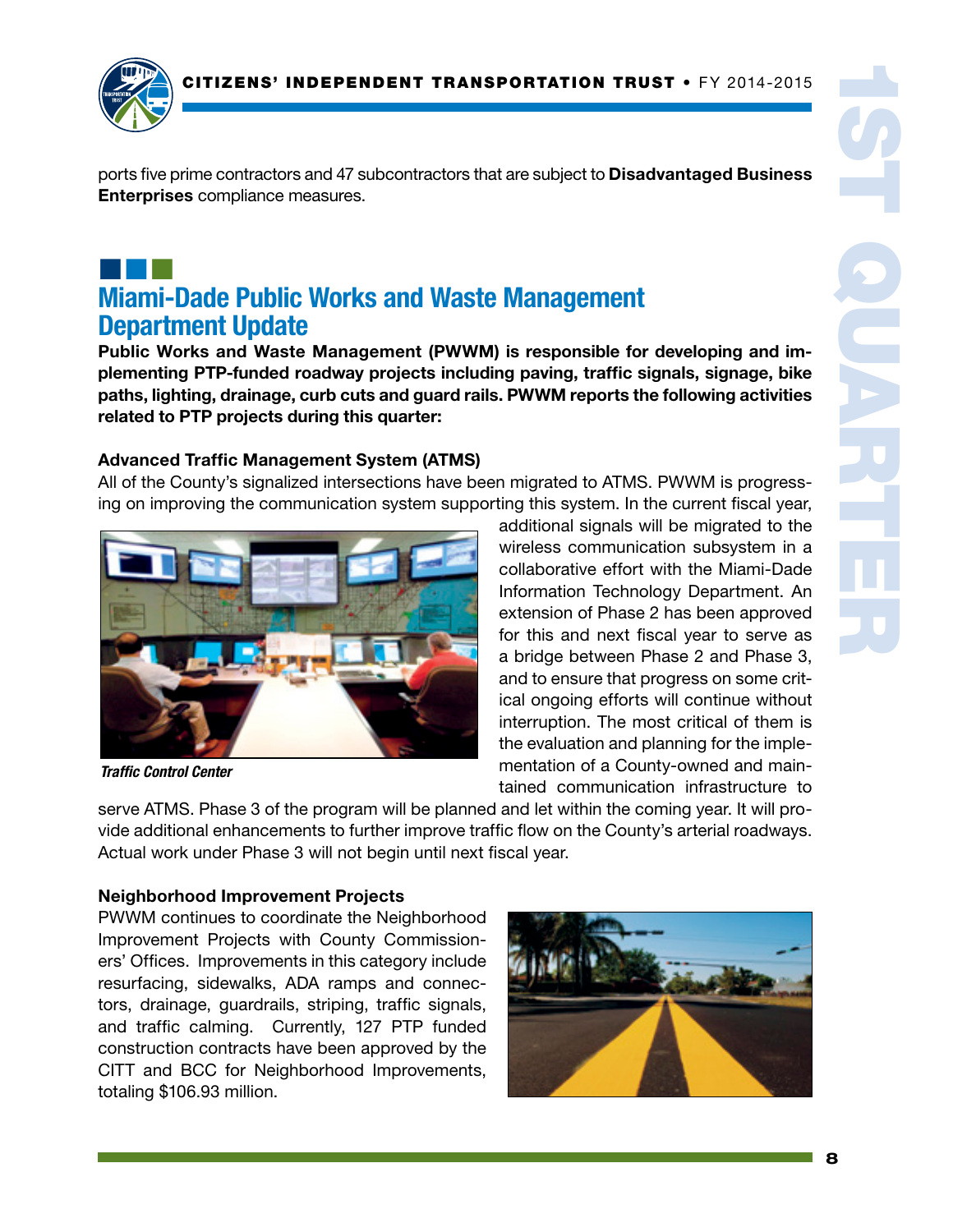ports five prime contractors and 47 subcontractors that are subject to **Disadvantaged Business Enterprises** compliance measures.

## Miami-Dade Public Works and Waste Management Department Update

**Public Works and Waste Management (PWWM) is responsible for developing and implementing PTP-funded roadway projects including paving, traffic signals, signage, bike paths, lighting, drainage, curb cuts and guard rails. PWWM reports the following activities related to PTP projects during this quarter:**

### Advanced Traffic Management System (ATMS)

All of the County's signalized intersections have been migrated to ATMS. PWWM is progressing on improving the communication system supporting this system. In the current fiscal year, additional signals will be migrated to the wireless communication subsystem in a collaborative effort with the Miami-Dade Information Technology Department. An extension of Phase 2 has been approved for this and next fiscal year to serve as a bridge between Phase 2 and Phase 3, and to ensure that progress on some critical ongoing efforts will continue without interruption. The most critical of them is the evaluation and planning for the implementation of a County-owned and maintained communication infrastructure to serve ATMS. Phase 3 of the program will be planned and let within the coming year. It will provide additional enhancements to further improve traffic flow on the County's arterial roadways. Actual work under Phase 3 will not begin until next fiscal year.

*Traffic Control Center*

### Neighborhood Improvement Projects

PWWM continues to coordinate the Neighborhood Improvement Projects with County Commissioners' Offices. Improvements in this category include resurfacing, sidewalks, ADA ramps and connectors, drainage, guardrails, striping, traffic signals, and traffic calming. Currently, 127 PTP funded construction contracts have been approved by the CITT and BCC for Neighborhood Improvements, totaling $106.93 million.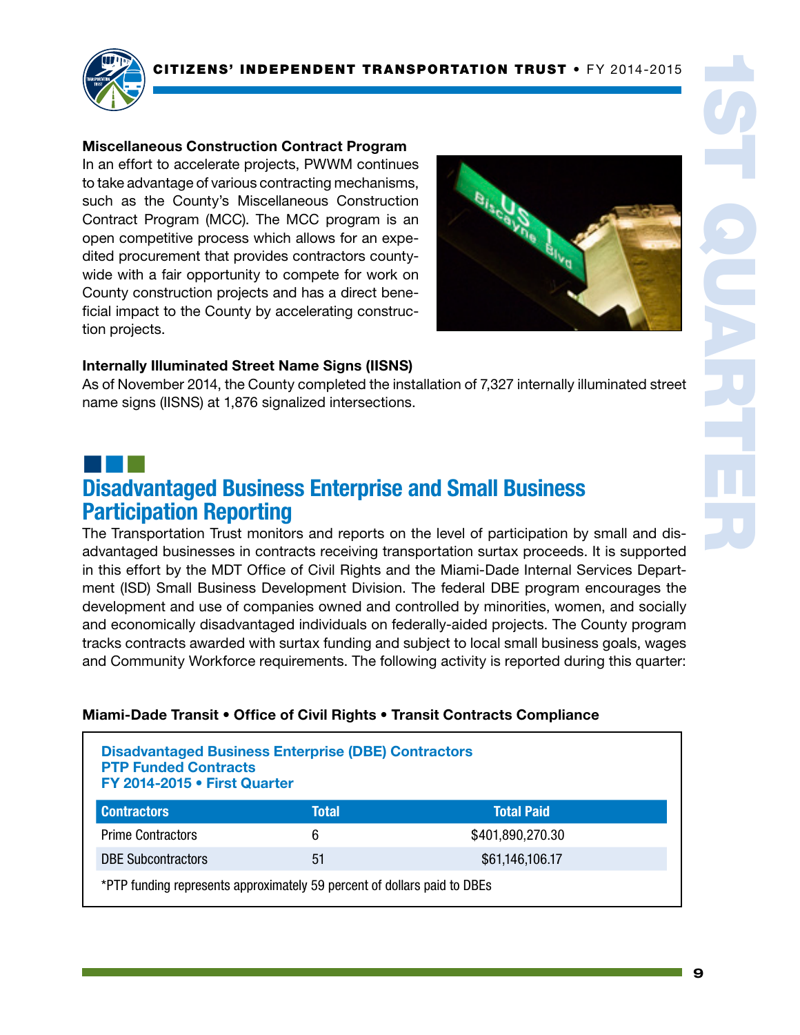### Miscellaneous Construction Contract Program

In an effort to accelerate projects, PWWM continues to take advantage of various contracting mechanisms, such as the County's Miscellaneous Construction Contract Program (MCC). The MCC program is an open competitive process which allows for an expedited procurement that provides contractors countywide with a fair opportunity to compete for work on County construction projects and has a direct beneficial impact to the County by accelerating construction projects.

### Internally Illuminated Street Name Signs (IISNS)

As of November 2014, the County completed the installation of 7,327 internally illuminated street name signs (IISNS) at 1,876 signalized intersections.

## Disadvantaged Business Enterprise and Small Business Participation Reporting

The Transportation Trust monitors and reports on the level of participation by small and disadvantaged businesses in contracts receiving transportation surtax proceeds. It is supported in this effort by the MDT Office of Civil Rights and the Miami-Dade Internal Services Department (ISD) Small Business Development Division. The federal DBE program encourages the development and use of companies owned and controlled by minorities, women, and socially and economically disadvantaged individuals on federally-aided projects. The County program tracks contracts awarded with surtax funding and subject to local small business goals, wages and Community Workforce requirements. The following activity is reported during this quarter:

### Miami-Dade Transit • Office of Civil Rights • Transit Contracts Compliance

**Disadvantaged Business Enterprise (DBE) Contractors**
**PTP Funded Contracts**
**FY 2014-2015 • First Quarter**

| Contractors | Total | Total Paid |
|---|---|---|
| Prime Contractors | 6 | $401,890,270.30 |
| DBE Subcontractors | 51 | $61,146,106.17 |

*PTP funding represents approximately 59 percent of dollars paid to DBEs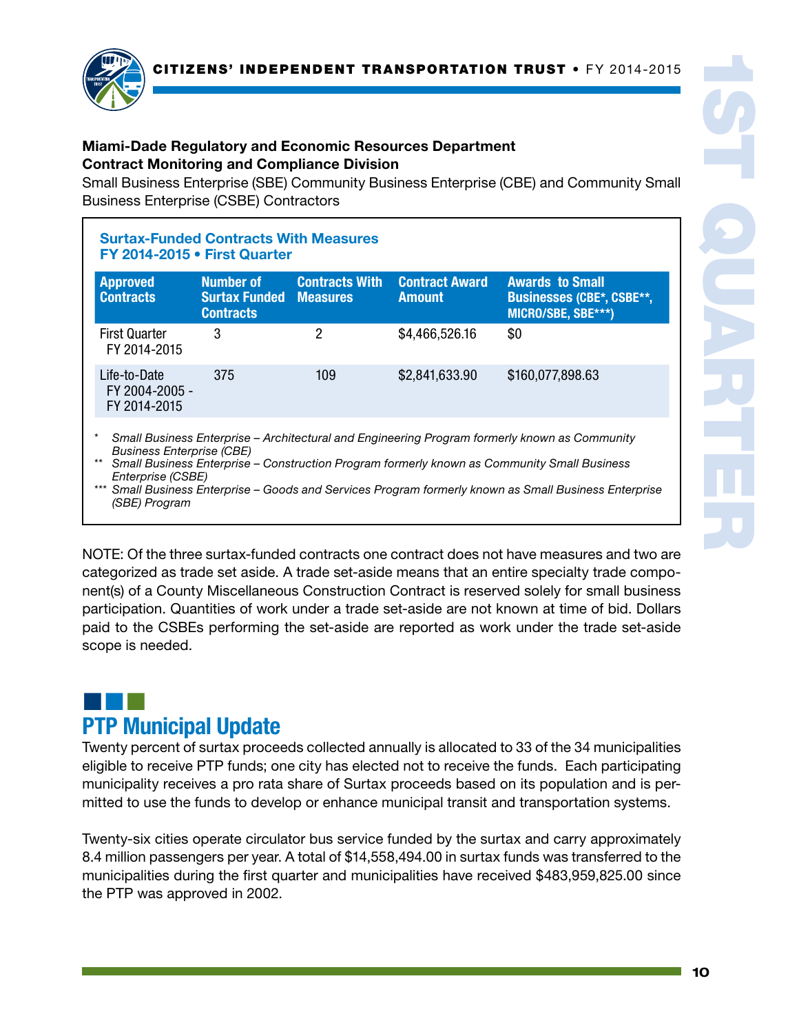**Miami-Dade Regulatory and Economic Resources Department**
**Contract Monitoring and Compliance Division**

Small Business Enterprise (SBE) Community Business Enterprise (CBE) and Community Small Business Enterprise (CSBE) Contractors

### Surtax-Funded Contracts With Measures
### FY 2014-2015 • First Quarter

| Approved Contracts | Number of Surtax Funded Contracts | Contracts With Measures | Contract Award Amount | Awards to Small Businesses (CBE*, CSBE**, MICRO/SBE, SBE***) |
|---|---|---|---|---|
| First Quarter FY 2014-2015 | 3 | 2 | $4,466,526.16 | $0 |
| Life-to-Date FY 2004-2005 - FY 2014-2015 | 375 | 109 | $2,841,633.90 | $160,077,898.63 |

\* *Small Business Enterprise – Architectural and Engineering Program formerly known as Community Business Enterprise (CBE)*
\*\* *Small Business Enterprise – Construction Program formerly known as Community Small Business Enterprise (CSBE)*
\*\*\* *Small Business Enterprise – Goods and Services Program formerly known as Small Business Enterprise (SBE) Program*

NOTE: Of the three surtax-funded contracts one contract does not have measures and two are categorized as trade set aside. A trade set-aside means that an entire specialty trade component(s) of a County Miscellaneous Construction Contract is reserved solely for small business participation. Quantities of work under a trade set-aside are not known at time of bid. Dollars paid to the CSBEs performing the set-aside are reported as work under the trade set-aside scope is needed.

## PTP Municipal Update

Twenty percent of surtax proceeds collected annually is allocated to 33 of the 34 municipalities eligible to receive PTP funds; one city has elected not to receive the funds. Each participating municipality receives a pro rata share of Surtax proceeds based on its population and is permitted to use the funds to develop or enhance municipal transit and transportation systems.

Twenty-six cities operate circulator bus service funded by the surtax and carry approximately 8.4 million passengers per year. A total of $14,558,494.00 in surtax funds was transferred to the municipalities during the first quarter and municipalities have received $483,959,825.00 since the PTP was approved in 2002.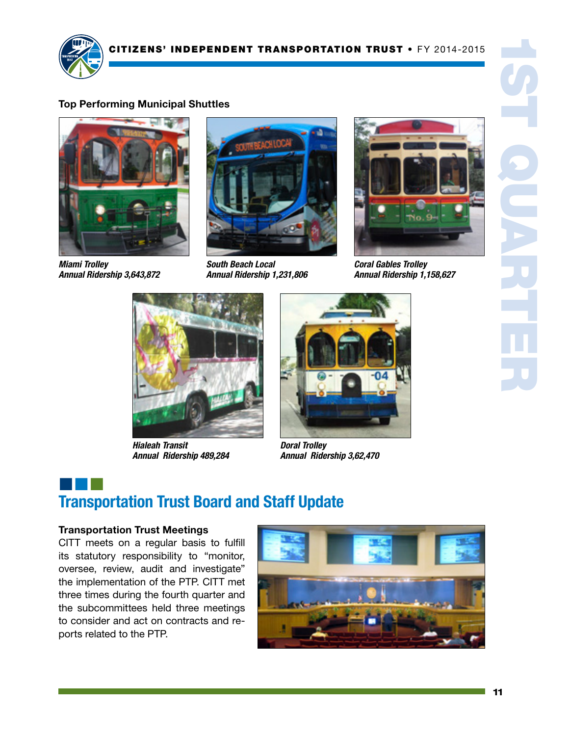### Top Performing Municipal Shuttles

***Miami Trolley***
***Annual Ridership 3,643,872***

***South Beach Local***
***Annual Ridership 1,231,806***

***Coral Gables Trolley***
***Annual Ridership 1,158,627***

***Hialeah Transit***
***Annual Ridership 489,284***

***Doral Trolley***
***Annual Ridership 3,62,470***

## Transportation Trust Board and Staff Update

**Transportation Trust Meetings**

CITT meets on a regular basis to fulfill its statutory responsibility to "monitor, oversee, review, audit and investigate" the implementation of the PTP. CITT met three times during the fourth quarter and the subcommittees held three meetings to consider and act on contracts and reports related to the PTP.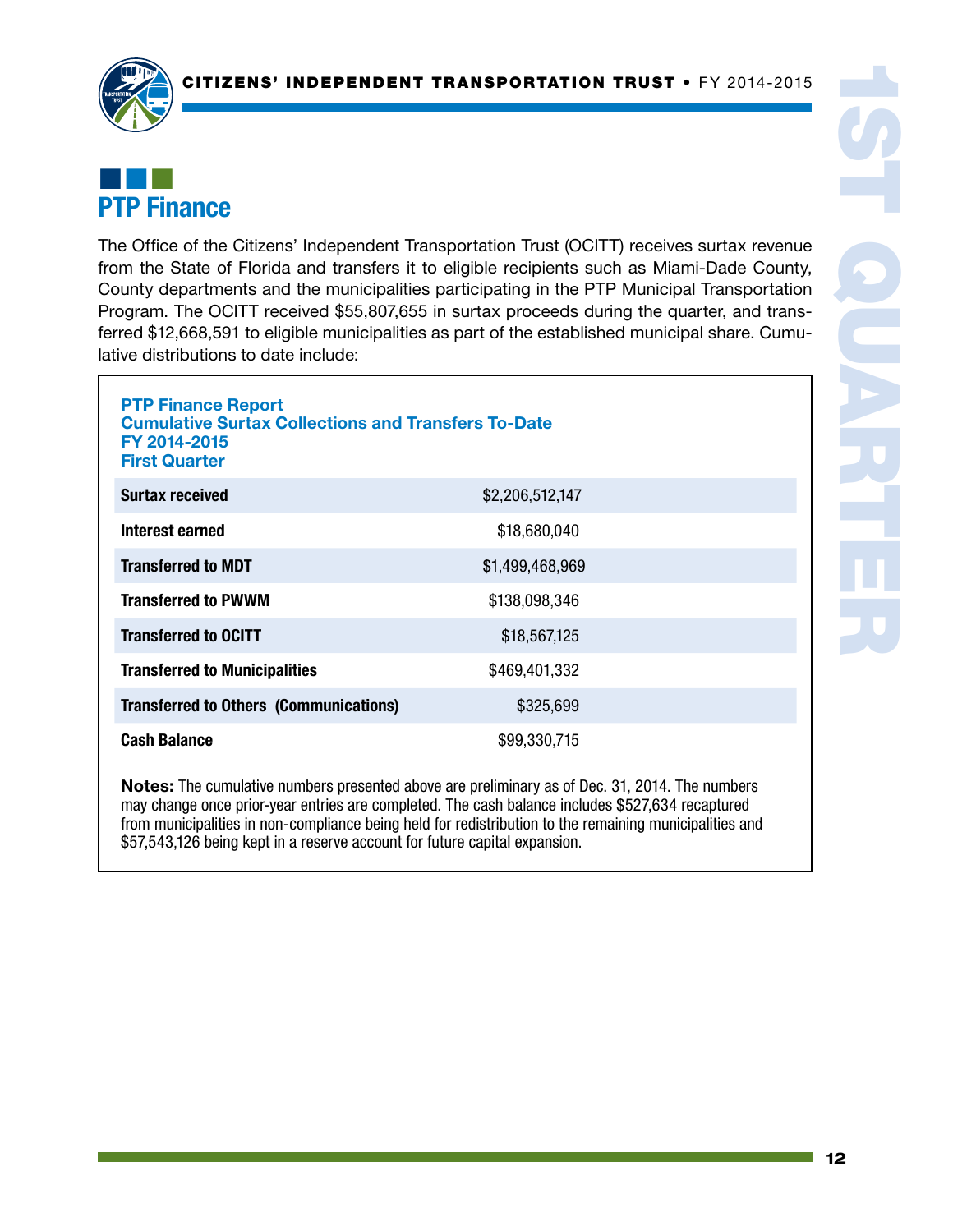## PTP Finance

The Office of the Citizens' Independent Transportation Trust (OCITT) receives surtax revenue from the State of Florida and transfers it to eligible recipients such as Miami-Dade County, County departments and the municipalities participating in the PTP Municipal Transportation Program. The OCITT received $55,807,655 in surtax proceeds during the quarter, and transferred $12,668,591 to eligible municipalities as part of the established municipal share. Cumulative distributions to date include:

**PTP Finance Report**
**Cumulative Surtax Collections and Transfers To-Date**
**FY 2014-2015**
**First Quarter**

| | |
|---|---|
| **Surtax received** | $2,206,512,147 |
| **Interest earned** | $18,680,040 |
| **Transferred to MDT** | $1,499,468,969 |
| **Transferred to PWWM** | $138,098,346 |
| **Transferred to OCITT** | $18,567,125 |
| **Transferred to Municipalities** | $469,401,332 |
| **Transferred to Others (Communications)** | $325,699 |
| **Cash Balance** | $99,330,715 |

**Notes:** The cumulative numbers presented above are preliminary as of Dec. 31, 2014. The numbers may change once prior-year entries are completed. The cash balance includes $527,634 recaptured from municipalities in non-compliance being held for redistribution to the remaining municipalities and $57,543,126 being kept in a reserve account for future capital expansion.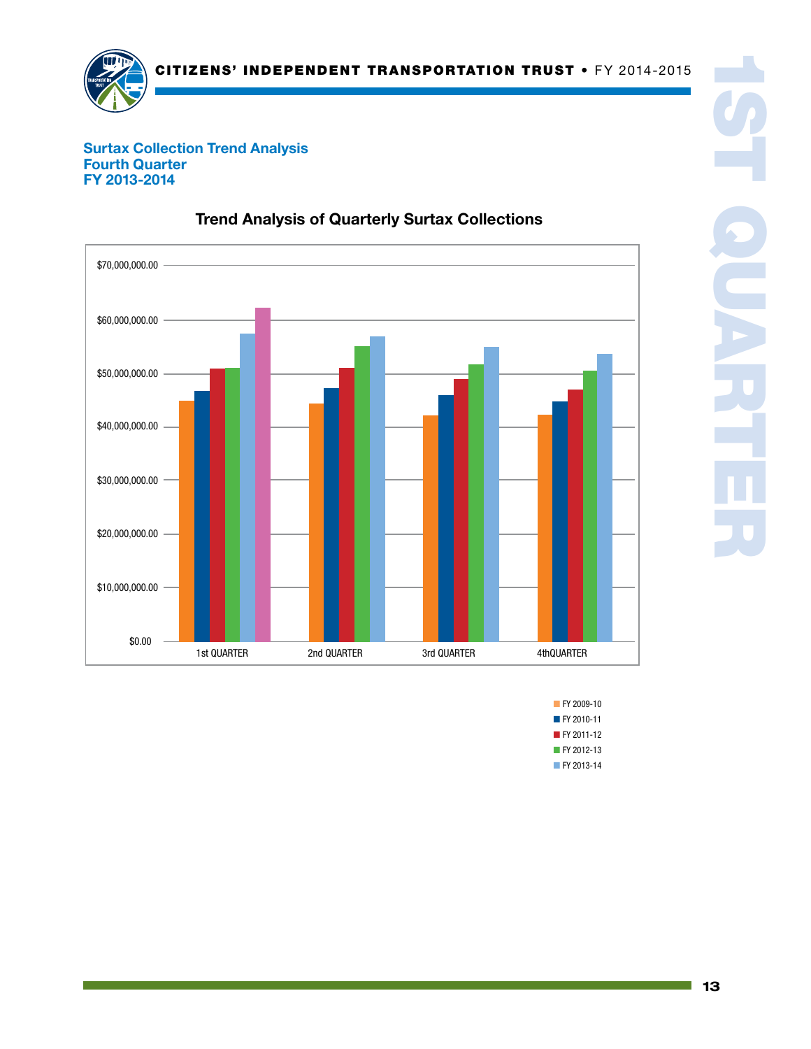## Surtax Collection Trend Analysis
## Fourth Quarter
## FY 2013-2014

### Trend Analysis of Quarterly Surtax Collections

$70,000,000.00
$60,000,000.00
$50,000,000.00
$40,000,000.00
$30,000,000.00
$20,000,000.00
$10,000,000.00
$0.00

1st QUARTER | 2nd QUARTER | 3rd QUARTER | 4thQUARTER

- FY 2009-10
- FY 2010-11
- FY 2011-12
- FY 2012-13
- FY 2013-14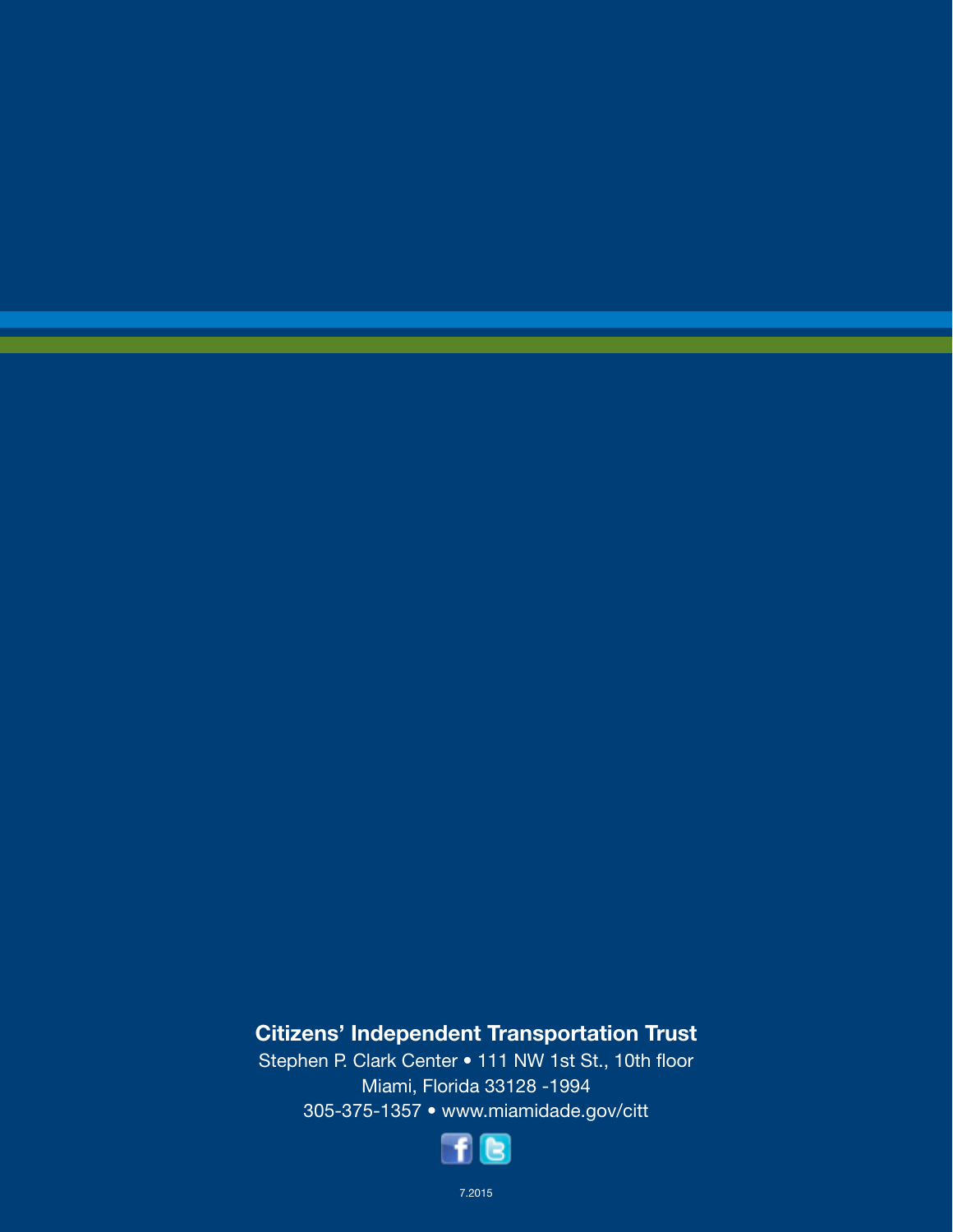**Citizens' Independent Transportation Trust**

Stephen P. Clark Center • 111 NW 1st St., 10th floor

Miami, Florida 33128 -1994

305-375-1357 • www.miamidade.gov/citt

7.2015